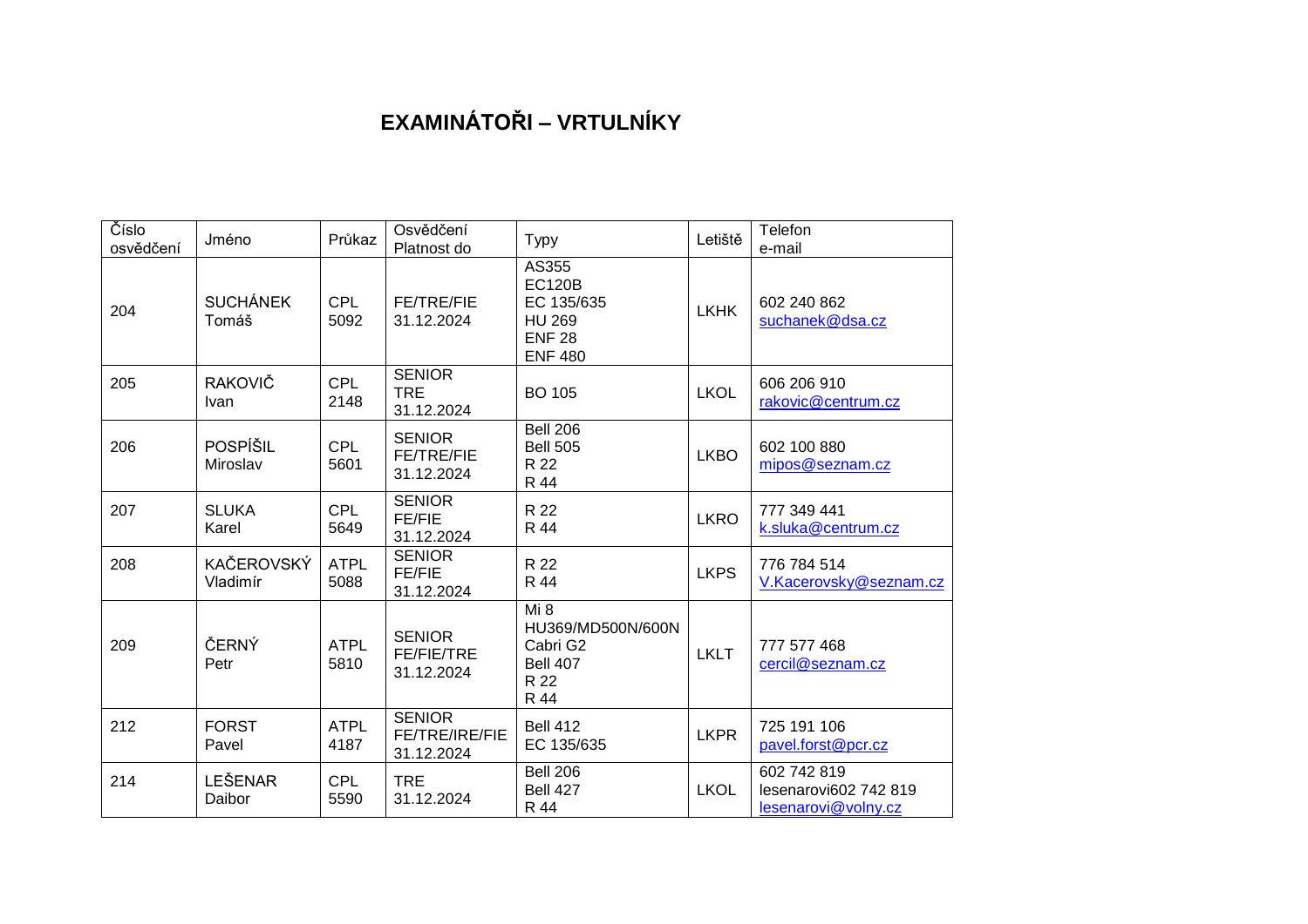# EXAMINÁTOŘI – VRTULNÍKY

| Číslo osvědčení | Jméno | Průkaz | Osvědčení Platnost do | Typy | Letiště | Telefon e-mail |
|---|---|---|---|---|---|---|
| 204 | SUCHÁNEK Tomáš | CPL 5092 | FE/TRE/FIE 31.12.2024 | AS355<br>EC120B<br>EC 135/635<br>HU 269<br>ENF 28<br>ENF 480 | LKHK | 602 240 862<br>suchanek@dsa.cz |
| 205 | RAKOVIČ Ivan | CPL 2148 | SENIOR TRE 31.12.2024 | BO 105 | LKOL | 606 206 910<br>rakovic@centrum.cz |
| 206 | POSPÍŠIL Miroslav | CPL 5601 | SENIOR FE/TRE/FIE 31.12.2024 | Bell 206<br>Bell 505<br>R 22<br>R 44 | LKBO | 602 100 880<br>mipos@seznam.cz |
| 207 | SLUKA Karel | CPL 5649 | SENIOR FE/FIE 31.12.2024 | R 22<br>R 44 | LKRO | 777 349 441<br>k.sluka@centrum.cz |
| 208 | KAČEROVSKÝ Vladimír | ATPL 5088 | SENIOR FE/FIE 31.12.2024 | R 22<br>R 44 | LKPS | 776 784 514<br>V.Kacerovsky@seznam.cz |
| 209 | ČERNÝ Petr | ATPL 5810 | SENIOR FE/FIE/TRE 31.12.2024 | Mi 8<br>HU369/MD500N/600N<br>Cabri G2<br>Bell 407<br>R 22<br>R 44 | LKLT | 777 577 468<br>cercil@seznam.cz |
| 212 | FORST Pavel | ATPL 4187 | SENIOR FE/TRE/IRE/FIE 31.12.2024 | Bell 412<br>EC 135/635 | LKPR | 725 191 106<br>pavel.forst@pcr.cz |
| 214 | LEŠENAR Daibor | CPL 5590 | TRE 31.12.2024 | Bell 206<br>Bell 427<br>R 44 | LKOL | 602 742 819<br>lesenarovi602 742 819<br>lesenarovi@volny.cz |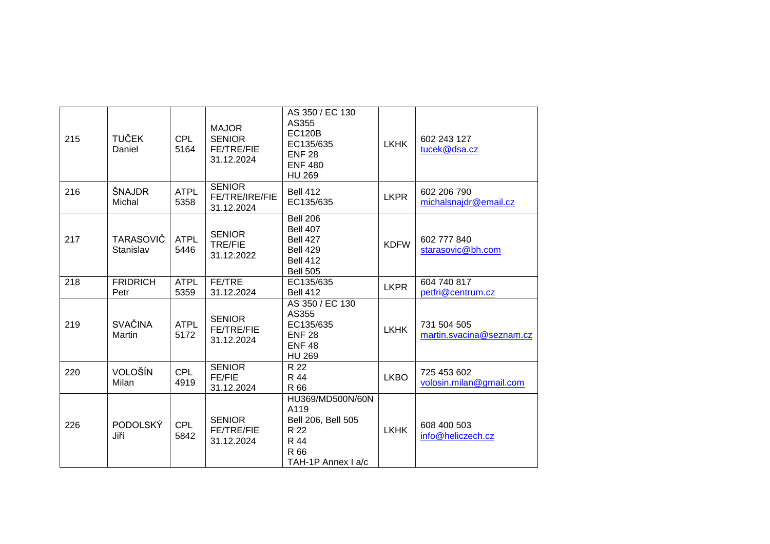| | | | | | | |
|---|---|---|---|---|---|---|
| 215 | TUČEK Daniel | CPL 5164 | MAJOR SENIOR FE/TRE/FIE 31.12.2024 | AS 350 / EC 130<br>AS355<br>EC120B<br>EC135/635<br>ENF 28<br>ENF 480<br>HU 269 | LKHK | 602 243 127<br>tucek@dsa.cz |
| 216 | ŠNAJDR Michal | ATPL 5358 | SENIOR FE/TRE/IRE/FIE 31.12.2024 | Bell 412<br>EC135/635 | LKPR | 602 206 790<br>michalsnajdr@email.cz |
| 217 | TARASOVIČ Stanislav | ATPL 5446 | SENIOR TRE/FIE 31.12.2022 | Bell 206<br>Bell 407<br>Bell 427<br>Bell 429<br>Bell 412<br>Bell 505 | KDFW | 602 777 840<br>starasovic@bh.com |
| 218 | FRIDRICH Petr | ATPL 5359 | FE/TRE 31.12.2024 | EC135/635<br>Bell 412 | LKPR | 604 740 817<br>petfri@centrum.cz |
| 219 | SVAČINA Martin | ATPL 5172 | SENIOR FE/TRE/FIE 31.12.2024 | AS 350 / EC 130<br>AS355<br>EC135/635<br>ENF 28<br>ENF 48<br>HU 269 | LKHK | 731 504 505<br>martin.svacina@seznam.cz |
| 220 | VOLOŠÍN Milan | CPL 4919 | SENIOR FE/FIE 31.12.2024 | R 22<br>R 44<br>R 66 | LKBO | 725 453 602<br>volosin.milan@gmail.com |
| 226 | PODOLSKÝ Jiří | CPL 5842 | SENIOR FE/TRE/FIE 31.12.2024 | HU369/MD500N/60N<br>A119<br>Bell 206, Bell 505<br>R 22<br>R 44<br>R 66<br>TAH-1P Annex I a/c | LKHK | 608 400 503<br>info@heliczech.cz |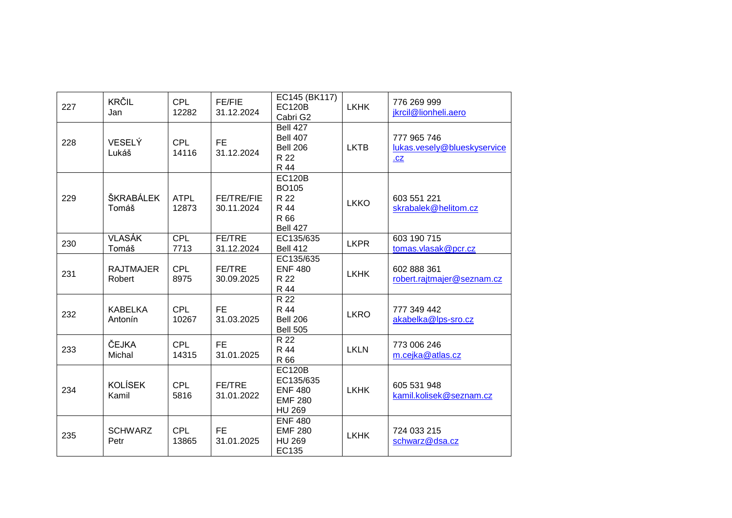| 227 | KRČIL<br>Jan | CPL<br>12282 | FE/FIE<br>31.12.2024 | EC145 (BK117)<br>EC120B<br>Cabri G2 | LKHK | 776 269 999<br>jkrcil@lionheli.aero |
|---|---|---|---|---|---|---|
| 228 | VESELÝ<br>Lukáš | CPL<br>14116 | FE<br>31.12.2024 | Bell 427<br>Bell 407<br>Bell 206<br>R 22<br>R 44 | LKTB | 777 965 746<br>lukas.vesely@blueskyservice.cz |
| 229 | ŠKRABÁLEK<br>Tomáš | ATPL<br>12873 | FE/TRE/FIE<br>30.11.2024 | EC120B<br>BO105<br>R 22<br>R 44<br>R 66<br>Bell 427 | LKKO | 603 551 221<br>skrabalek@helitom.cz |
| 230 | VLASÁK<br>Tomáš | CPL<br>7713 | FE/TRE<br>31.12.2024 | EC135/635<br>Bell 412 | LKPR | 603 190 715<br>tomas.vlasak@pcr.cz |
| 231 | RAJTMAJER<br>Robert | CPL<br>8975 | FE/TRE<br>30.09.2025 | EC135/635<br>ENF 480<br>R 22<br>R 44 | LKHK | 602 888 361<br>robert.rajtmajer@seznam.cz |
| 232 | KABELKA<br>Antonín | CPL<br>10267 | FE<br>31.03.2025 | R 22<br>R 44<br>Bell 206<br>Bell 505 | LKRO | 777 349 442<br>akabelka@lps-sro.cz |
| 233 | ČEJKA<br>Michal | CPL<br>14315 | FE<br>31.01.2025 | R 22<br>R 44<br>R 66 | LKLN | 773 006 246<br>m.cejka@atlas.cz |
| 234 | KOLÍSEK<br>Kamil | CPL<br>5816 | FE/TRE<br>31.01.2022 | EC120B<br>EC135/635<br>ENF 480<br>EMF 280<br>HU 269 | LKHK | 605 531 948<br>kamil.kolisek@seznam.cz |
| 235 | SCHWARZ<br>Petr | CPL<br>13865 | FE<br>31.01.2025 | ENF 480<br>EMF 280<br>HU 269<br>EC135 | LKHK | 724 033 215<br>schwarz@dsa.cz |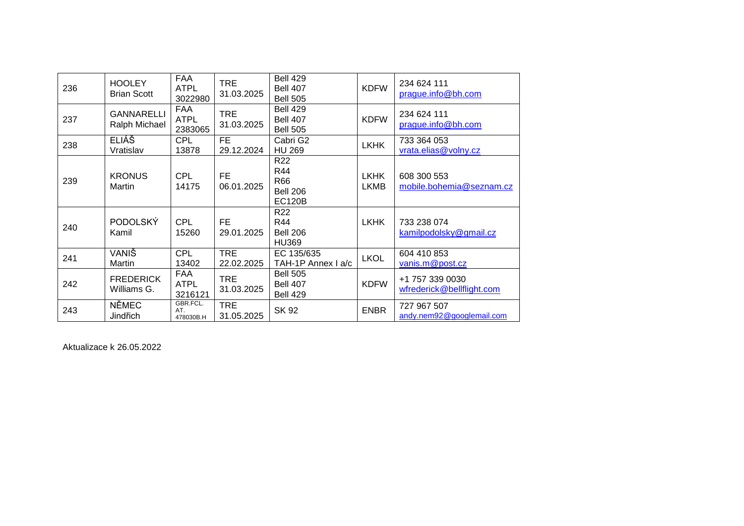| | | | | | | |
|---|---|---|---|---|---|---|
| 236 | HOOLEY Brian Scott | FAA ATPL 3022980 | TRE 31.03.2025 | Bell 429 Bell 407 Bell 505 | KDFW | 234 624 111 prague.info@bh.com |
| 237 | GANNARELLI Ralph Michael | FAA ATPL 2383065 | TRE 31.03.2025 | Bell 429 Bell 407 Bell 505 | KDFW | 234 624 111 prague.info@bh.com |
| 238 | ELIÁŠ Vratislav | CPL 13878 | FE 29.12.2024 | Cabri G2 HU 269 | LKHK | 733 364 053 vrata.elias@volny.cz |
| 239 | KRONUS Martin | CPL 14175 | FE 06.01.2025 | R22 R44 R66 Bell 206 EC120B | LKHK LKMB | 608 300 553 mobile.bohemia@seznam.cz |
| 240 | PODOLSKÝ Kamil | CPL 15260 | FE 29.01.2025 | R22 R44 Bell 206 HU369 | LKHK | 733 238 074 kamilpodolsky@gmail.cz |
| 241 | VANIŠ Martin | CPL 13402 | TRE 22.02.2025 | EC 135/635 TAH-1P Annex I a/c | LKOL | 604 410 853 vanis.m@post.cz |
| 242 | FREDERICK Williams G. | FAA ATPL 3216121 | TRE 31.03.2025 | Bell 505 Bell 407 Bell 429 | KDFW | +1 757 339 0030 wfrederick@bellflight.com |
| 243 | NĚMEC Jindřich | GBR.FCL. AT. 478030B.H | TRE 31.05.2025 | SK 92 | ENBR | 727 967 507 andy.nem92@googlemail.com |

Aktualizace k 26.05.2022